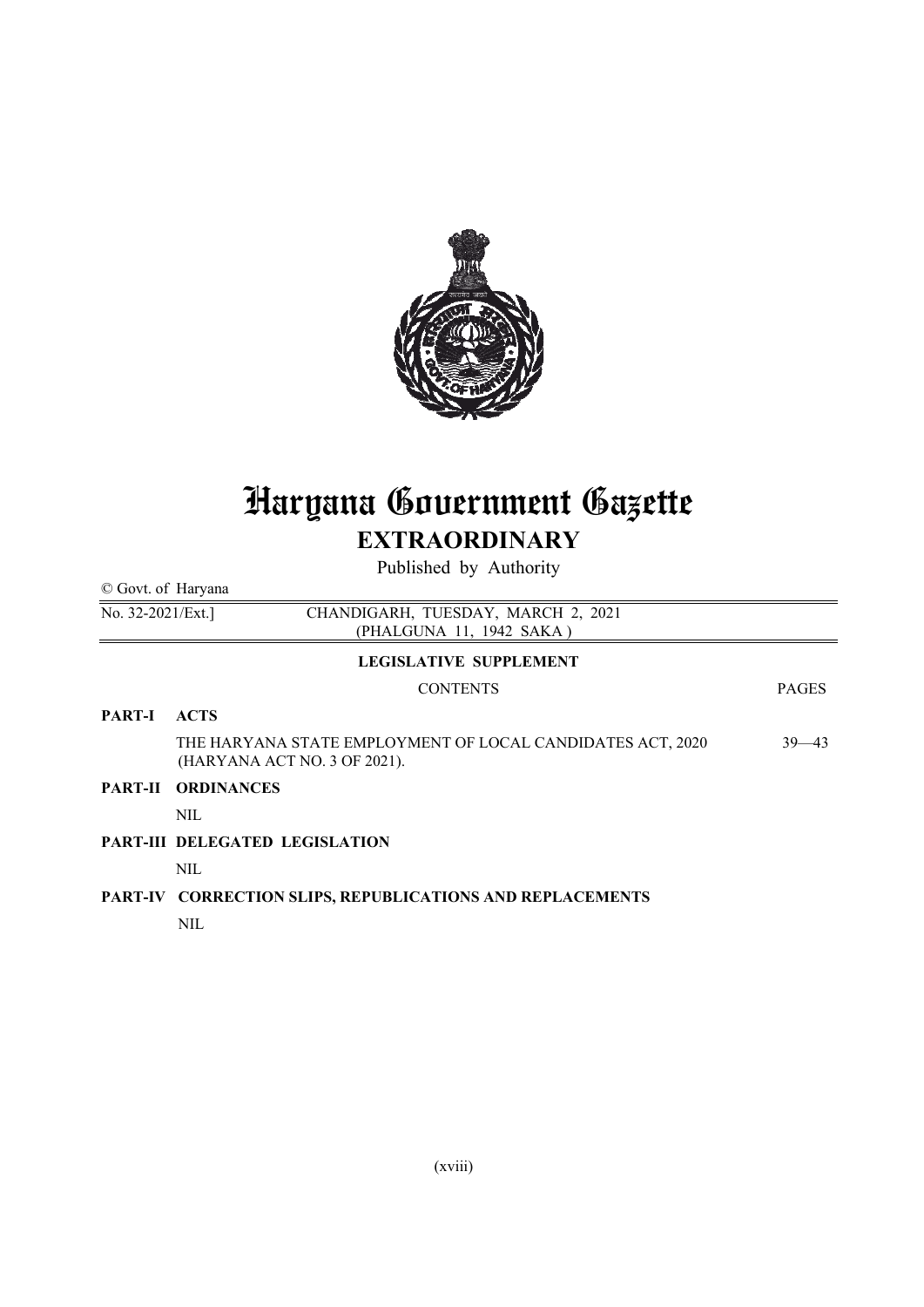# Haryana Government Gazette

## EXTRAORDINARY

Published by Authority

© Govt. of Haryana

No. 32-2021/Ext.] CHANDIGARH, TUESDAY, MARCH 2, 2021
(PHALGUNA 11, 1942 SAKA)

### LEGISLATIVE SUPPLEMENT

| | CONTENTS | PAGES |
|---|---|---|
| **PART-I** | **ACTS** | |
| | THE HARYANA STATE EMPLOYMENT OF LOCAL CANDIDATES ACT, 2020 (HARYANA ACT NO. 3 OF 2021). | 39—43 |
| **PART-II** | **ORDINANCES** | |
| | NIL | |
| **PART-III** | **DELEGATED LEGISLATION** | |
| | NIL | |
| **PART-IV** | **CORRECTION SLIPS, REPUBLICATIONS AND REPLACEMENTS** | |
| | NIL | |

(xviii)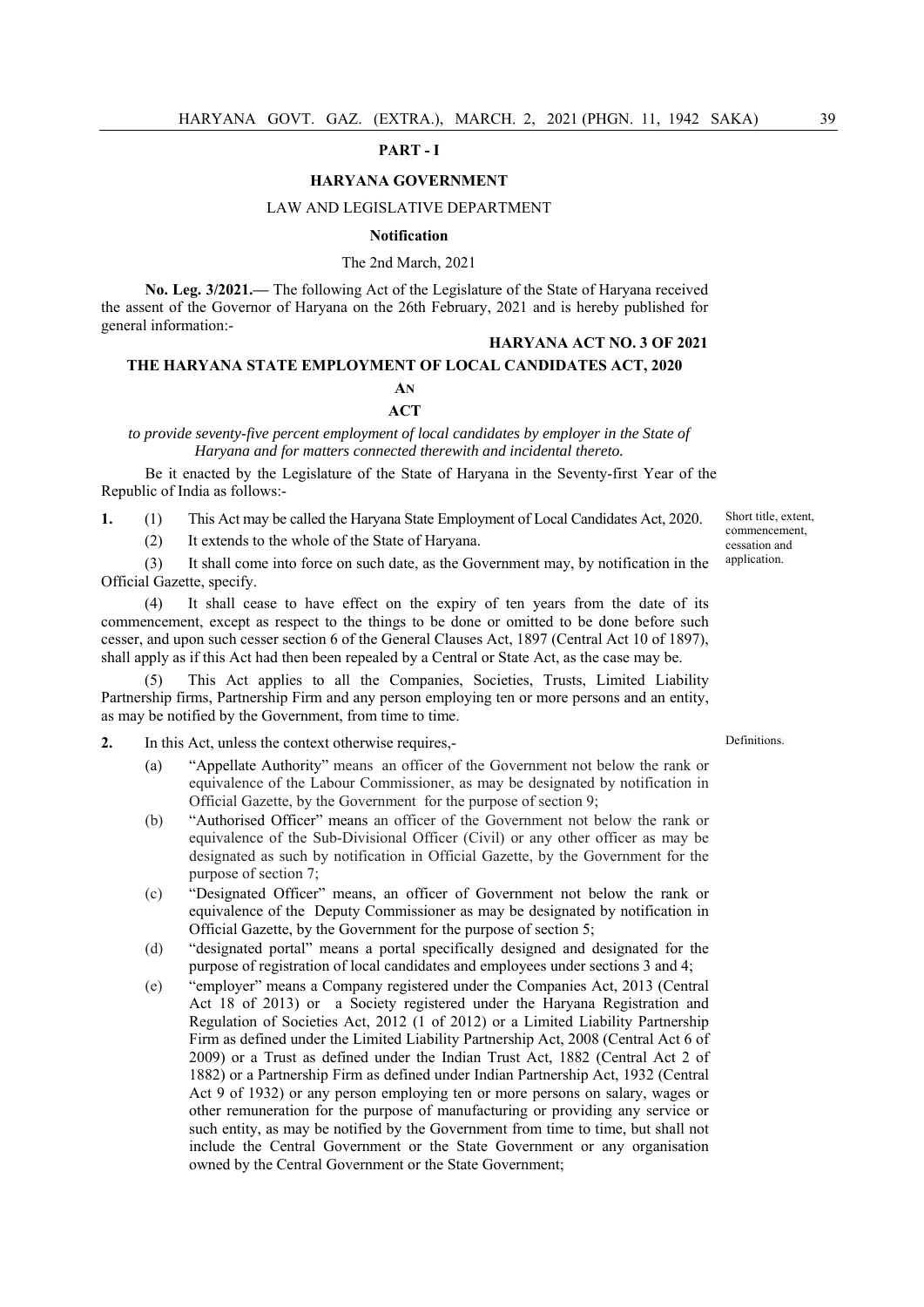**PART - I**

**HARYANA GOVERNMENT**

LAW AND LEGISLATIVE DEPARTMENT

**Notification**

The 2nd March, 2021

**No. Leg. 3/2021.—** The following Act of the Legislature of the State of Haryana received the assent of the Governor of Haryana on the 26th February, 2021 and is hereby published for general information:-

**HARYANA ACT NO. 3 OF 2021**

**THE HARYANA STATE EMPLOYMENT OF LOCAL CANDIDATES ACT, 2020**

**AN**

**ACT**

*to provide seventy-five percent employment of local candidates by employer in the State of Haryana and for matters connected therewith and incidental thereto.*

Be it enacted by the Legislature of the State of Haryana in the Seventy-first Year of the Republic of India as follows:-

Short title, extent, commencement, cessation and application.

**1.** (1) This Act may be called the Haryana State Employment of Local Candidates Act, 2020.

(2) It extends to the whole of the State of Haryana.

(3) It shall come into force on such date, as the Government may, by notification in the Official Gazette, specify.

(4) It shall cease to have effect on the expiry of ten years from the date of its commencement, except as respect to the things to be done or omitted to be done before such cesser, and upon such cesser section 6 of the General Clauses Act, 1897 (Central Act 10 of 1897), shall apply as if this Act had then been repealed by a Central or State Act, as the case may be.

(5) This Act applies to all the Companies, Societies, Trusts, Limited Liability Partnership firms, Partnership Firm and any person employing ten or more persons and an entity, as may be notified by the Government, from time to time.

Definitions.

**2.** In this Act, unless the context otherwise requires,-

(a) "Appellate Authority" means an officer of the Government not below the rank or equivalence of the Labour Commissioner, as may be designated by notification in Official Gazette, by the Government for the purpose of section 9;

(b) "Authorised Officer" means an officer of the Government not below the rank or equivalence of the Sub-Divisional Officer (Civil) or any other officer as may be designated as such by notification in Official Gazette, by the Government for the purpose of section 7;

(c) "Designated Officer" means, an officer of Government not below the rank or equivalence of the Deputy Commissioner as may be designated by notification in Official Gazette, by the Government for the purpose of section 5;

(d) "designated portal" means a portal specifically designed and designated for the purpose of registration of local candidates and employees under sections 3 and 4;

(e) "employer" means a Company registered under the Companies Act, 2013 (Central Act 18 of 2013) or a Society registered under the Haryana Registration and Regulation of Societies Act, 2012 (1 of 2012) or a Limited Liability Partnership Firm as defined under the Limited Liability Partnership Act, 2008 (Central Act 6 of 2009) or a Trust as defined under the Indian Trust Act, 1882 (Central Act 2 of 1882) or a Partnership Firm as defined under Indian Partnership Act, 1932 (Central Act 9 of 1932) or any person employing ten or more persons on salary, wages or other remuneration for the purpose of manufacturing or providing any service or such entity, as may be notified by the Government from time to time, but shall not include the Central Government or the State Government or any organisation owned by the Central Government or the State Government;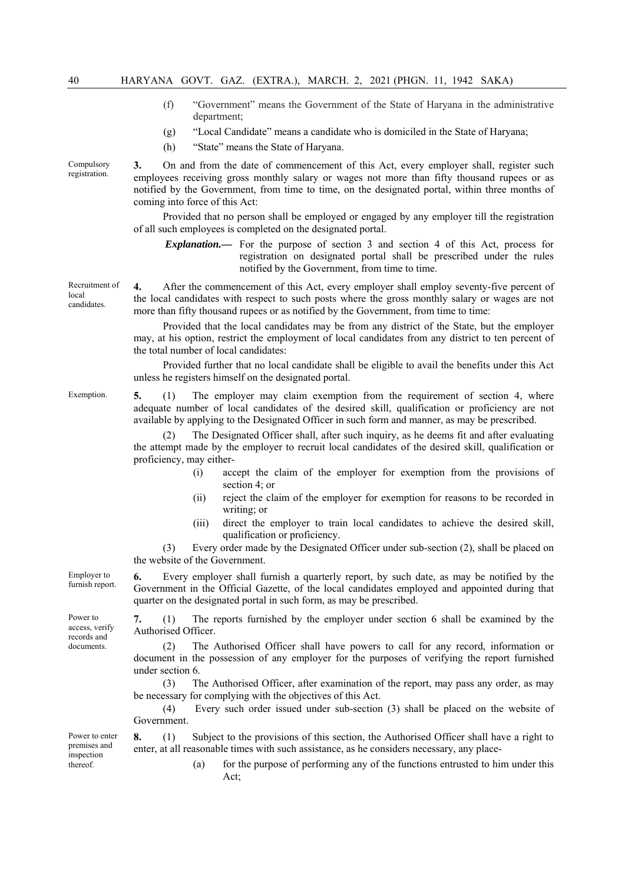(f) "Government" means the Government of the State of Haryana in the administrative department;

(g) "Local Candidate" means a candidate who is domiciled in the State of Haryana;

(h) "State" means the State of Haryana.

Compulsory registration.

**3.** On and from the date of commencement of this Act, every employer shall, register such employees receiving gross monthly salary or wages not more than fifty thousand rupees or as notified by the Government, from time to time, on the designated portal, within three months of coming into force of this Act:

Provided that no person shall be employed or engaged by any employer till the registration of all such employees is completed on the designated portal.

> ***Explanation.—*** For the purpose of section 3 and section 4 of this Act, process for registration on designated portal shall be prescribed under the rules notified by the Government, from time to time.

Recruitment of local candidates.

**4.** After the commencement of this Act, every employer shall employ seventy-five percent of the local candidates with respect to such posts where the gross monthly salary or wages are not more than fifty thousand rupees or as notified by the Government, from time to time:

Provided that the local candidates may be from any district of the State, but the employer may, at his option, restrict the employment of local candidates from any district to ten percent of the total number of local candidates:

Provided further that no local candidate shall be eligible to avail the benefits under this Act unless he registers himself on the designated portal.

Exemption.

**5.** (1) The employer may claim exemption from the requirement of section 4, where adequate number of local candidates of the desired skill, qualification or proficiency are not available by applying to the Designated Officer in such form and manner, as may be prescribed.

(2) The Designated Officer shall, after such inquiry, as he deems fit and after evaluating the attempt made by the employer to recruit local candidates of the desired skill, qualification or proficiency, may either-

- (i) accept the claim of the employer for exemption from the provisions of section 4; or
- (ii) reject the claim of the employer for exemption for reasons to be recorded in writing; or
- (iii) direct the employer to train local candidates to achieve the desired skill, qualification or proficiency.

(3) Every order made by the Designated Officer under sub-section (2), shall be placed on the website of the Government.

Employer to furnish report.

**6.** Every employer shall furnish a quarterly report, by such date, as may be notified by the Government in the Official Gazette, of the local candidates employed and appointed during that quarter on the designated portal in such form, as may be prescribed.

Power to access, verify records and documents.

**7.** (1) The reports furnished by the employer under section 6 shall be examined by the Authorised Officer.

(2) The Authorised Officer shall have powers to call for any record, information or document in the possession of any employer for the purposes of verifying the report furnished under section 6.

(3) The Authorised Officer, after examination of the report, may pass any order, as may be necessary for complying with the objectives of this Act.

(4) Every such order issued under sub-section (3) shall be placed on the website of Government.

Power to enter premises and inspection thereof.

**8.** (1) Subject to the provisions of this section, the Authorised Officer shall have a right to enter, at all reasonable times with such assistance, as he considers necessary, any place-

- (a) for the purpose of performing any of the functions entrusted to him under this Act;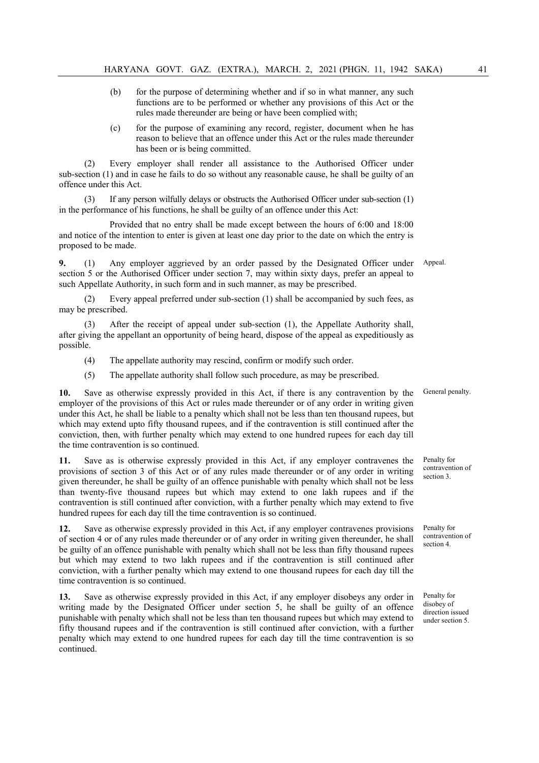(b) for the purpose of determining whether and if so in what manner, any such functions are to be performed or whether any provisions of this Act or the rules made thereunder are being or have been complied with;

(c) for the purpose of examining any record, register, document when he has reason to believe that an offence under this Act or the rules made thereunder has been or is being committed.

(2) Every employer shall render all assistance to the Authorised Officer under sub-section (1) and in case he fails to do so without any reasonable cause, he shall be guilty of an offence under this Act.

(3) If any person wilfully delays or obstructs the Authorised Officer under sub-section (1) in the performance of his functions, he shall be guilty of an offence under this Act:

Provided that no entry shall be made except between the hours of 6:00 and 18:00 and notice of the intention to enter is given at least one day prior to the date on which the entry is proposed to be made.

Appeal.

**9.** (1) Any employer aggrieved by an order passed by the Designated Officer under section 5 or the Authorised Officer under section 7, may within sixty days, prefer an appeal to such Appellate Authority, in such form and in such manner, as may be prescribed.

(2) Every appeal preferred under sub-section (1) shall be accompanied by such fees, as may be prescribed.

(3) After the receipt of appeal under sub-section (1), the Appellate Authority shall, after giving the appellant an opportunity of being heard, dispose of the appeal as expeditiously as possible.

(4) The appellate authority may rescind, confirm or modify such order.

(5) The appellate authority shall follow such procedure, as may be prescribed.

General penalty.

**10.** Save as otherwise expressly provided in this Act, if there is any contravention by the employer of the provisions of this Act or rules made thereunder or of any order in writing given under this Act, he shall be liable to a penalty which shall not be less than ten thousand rupees, but which may extend upto fifty thousand rupees, and if the contravention is still continued after the conviction, then, with further penalty which may extend to one hundred rupees for each day till the time contravention is so continued.

Penalty for contravention of section 3.

**11.** Save as is otherwise expressly provided in this Act, if any employer contravenes the provisions of section 3 of this Act or of any rules made thereunder or of any order in writing given thereunder, he shall be guilty of an offence punishable with penalty which shall not be less than twenty-five thousand rupees but which may extend to one lakh rupees and if the contravention is still continued after conviction, with a further penalty which may extend to five hundred rupees for each day till the time contravention is so continued.

Penalty for contravention of section 4.

**12.** Save as otherwise expressly provided in this Act, if any employer contravenes provisions of section 4 or of any rules made thereunder or of any order in writing given thereunder, he shall be guilty of an offence punishable with penalty which shall not be less than fifty thousand rupees but which may extend to two lakh rupees and if the contravention is still continued after conviction, with a further penalty which may extend to one thousand rupees for each day till the time contravention is so continued.

Penalty for disobey of direction issued under section 5.

**13.** Save as otherwise expressly provided in this Act, if any employer disobeys any order in writing made by the Designated Officer under section 5, he shall be guilty of an offence punishable with penalty which shall not be less than ten thousand rupees but which may extend to fifty thousand rupees and if the contravention is still continued after conviction, with a further penalty which may extend to one hundred rupees for each day till the time contravention is so continued.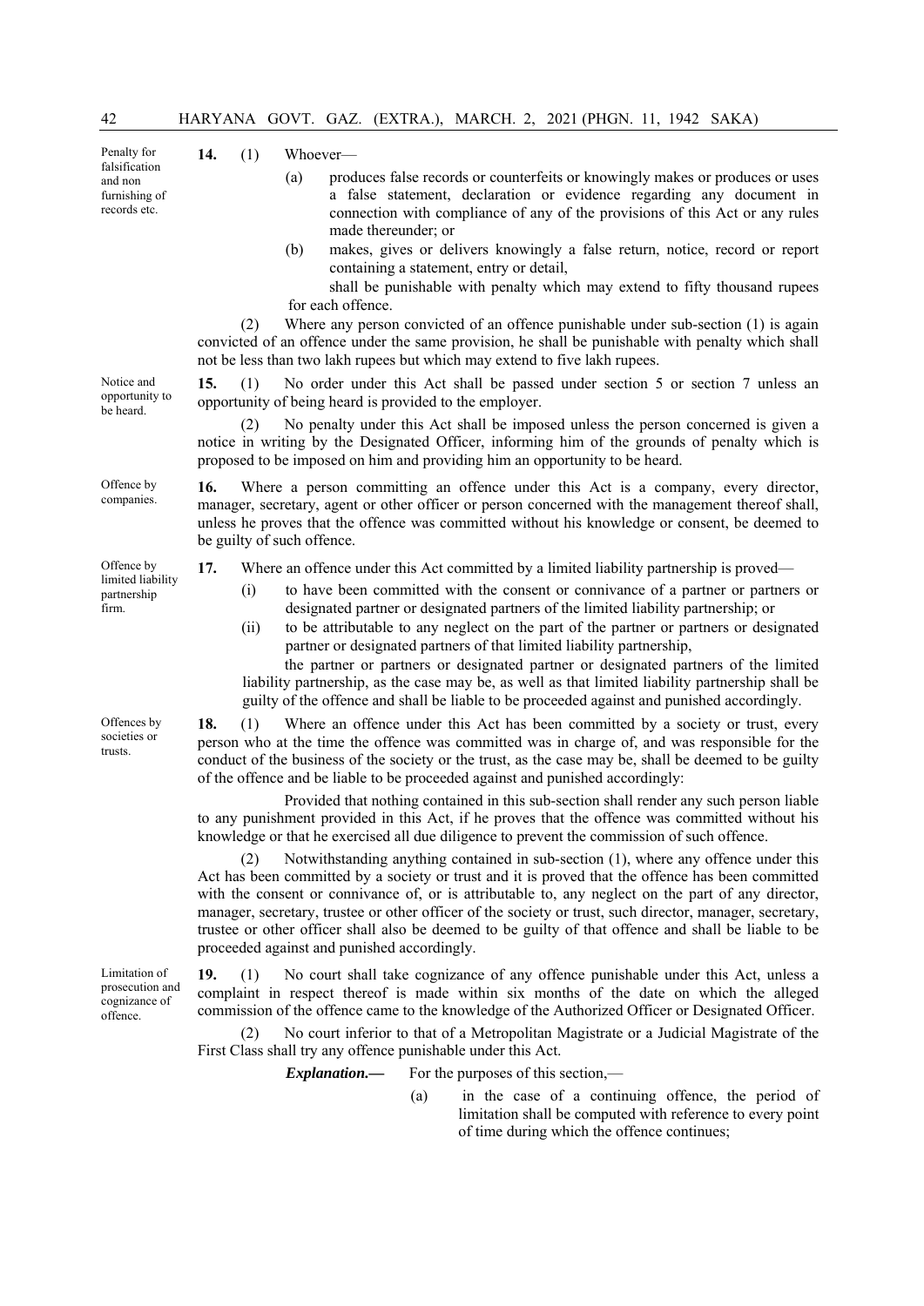**14. Penalty for falsification and non furnishing of records etc.**

(1) Whoever—

(a) produces false records or counterfeits or knowingly makes or produces or uses a false statement, declaration or evidence regarding any document in connection with compliance of any of the provisions of this Act or any rules made thereunder; or

(b) makes, gives or delivers knowingly a false return, notice, record or report containing a statement, entry or detail,

shall be punishable with penalty which may extend to fifty thousand rupees for each offence.

(2) Where any person convicted of an offence punishable under sub-section (1) is again convicted of an offence under the same provision, he shall be punishable with penalty which shall not be less than two lakh rupees but which may extend to five lakh rupees.

**15. Notice and opportunity to be heard.**

(1) No order under this Act shall be passed under section 5 or section 7 unless an opportunity of being heard is provided to the employer.

(2) No penalty under this Act shall be imposed unless the person concerned is given a notice in writing by the Designated Officer, informing him of the grounds of penalty which is proposed to be imposed on him and providing him an opportunity to be heard.

**16. Offence by companies.**

Where a person committing an offence under this Act is a company, every director, manager, secretary, agent or other officer or person concerned with the management thereof shall, unless he proves that the offence was committed without his knowledge or consent, be deemed to be guilty of such offence.

**17. Offence by limited liability partnership firm.**

Where an offence under this Act committed by a limited liability partnership is proved—

(i) to have been committed with the consent or connivance of a partner or partners or designated partner or designated partners of the limited liability partnership; or

(ii) to be attributable to any neglect on the part of the partner or partners or designated partner or designated partners of that limited liability partnership,

the partner or partners or designated partner or designated partners of the limited liability partnership, as the case may be, as well as that limited liability partnership shall be guilty of the offence and shall be liable to be proceeded against and punished accordingly.

**18. Offences by societies or trusts.**

(1) Where an offence under this Act has been committed by a society or trust, every person who at the time the offence was committed was in charge of, and was responsible for the conduct of the business of the society or the trust, as the case may be, shall be deemed to be guilty of the offence and be liable to be proceeded against and punished accordingly:

Provided that nothing contained in this sub-section shall render any such person liable to any punishment provided in this Act, if he proves that the offence was committed without his knowledge or that he exercised all due diligence to prevent the commission of such offence.

(2) Notwithstanding anything contained in sub-section (1), where any offence under this Act has been committed by a society or trust and it is proved that the offence has been committed with the consent or connivance of, or is attributable to, any neglect on the part of any director, manager, secretary, trustee or other officer of the society or trust, such director, manager, secretary, trustee or other officer shall also be deemed to be guilty of that offence and shall be liable to be proceeded against and punished accordingly.

**19. Limitation of prosecution and cognizance of offence.**

(1) No court shall take cognizance of any offence punishable under this Act, unless a complaint in respect thereof is made within six months of the date on which the alleged commission of the offence came to the knowledge of the Authorized Officer or Designated Officer.

(2) No court inferior to that of a Metropolitan Magistrate or a Judicial Magistrate of the First Class shall try any offence punishable under this Act.

***Explanation.—*** For the purposes of this section,—

(a) in the case of a continuing offence, the period of limitation shall be computed with reference to every point of time during which the offence continues;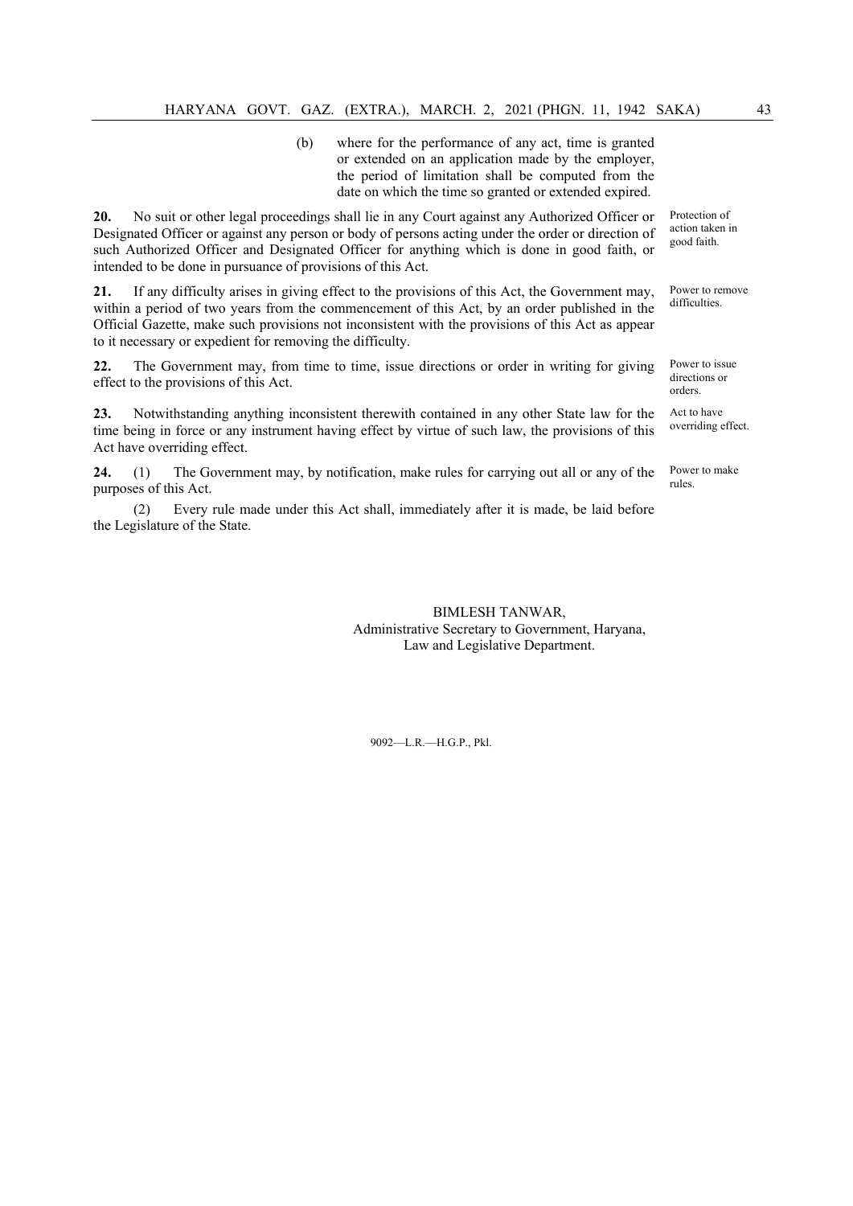(b) where for the performance of any act, time is granted or extended on an application made by the employer, the period of limitation shall be computed from the date on which the time so granted or extended expired.

**20.** No suit or other legal proceedings shall lie in any Court against any Authorized Officer or Designated Officer or against any person or body of persons acting under the order or direction of such Authorized Officer and Designated Officer for anything which is done in good faith, or intended to be done in pursuance of provisions of this Act. *Protection of action taken in good faith.*

**21.** If any difficulty arises in giving effect to the provisions of this Act, the Government may, within a period of two years from the commencement of this Act, by an order published in the Official Gazette, make such provisions not inconsistent with the provisions of this Act as appear to it necessary or expedient for removing the difficulty. *Power to remove difficulties.*

**22.** The Government may, from time to time, issue directions or order in writing for giving effect to the provisions of this Act. *Power to issue directions or orders.*

**23.** Notwithstanding anything inconsistent therewith contained in any other State law for the time being in force or any instrument having effect by virtue of such law, the provisions of this Act have overriding effect. *Act to have overriding effect.*

**24.** (1) The Government may, by notification, make rules for carrying out all or any of the purposes of this Act. *Power to make rules.*

(2) Every rule made under this Act shall, immediately after it is made, be laid before the Legislature of the State.

BIMLESH TANWAR,
Administrative Secretary to Government, Haryana,
Law and Legislative Department.

9092—L.R.—H.G.P., Pkl.